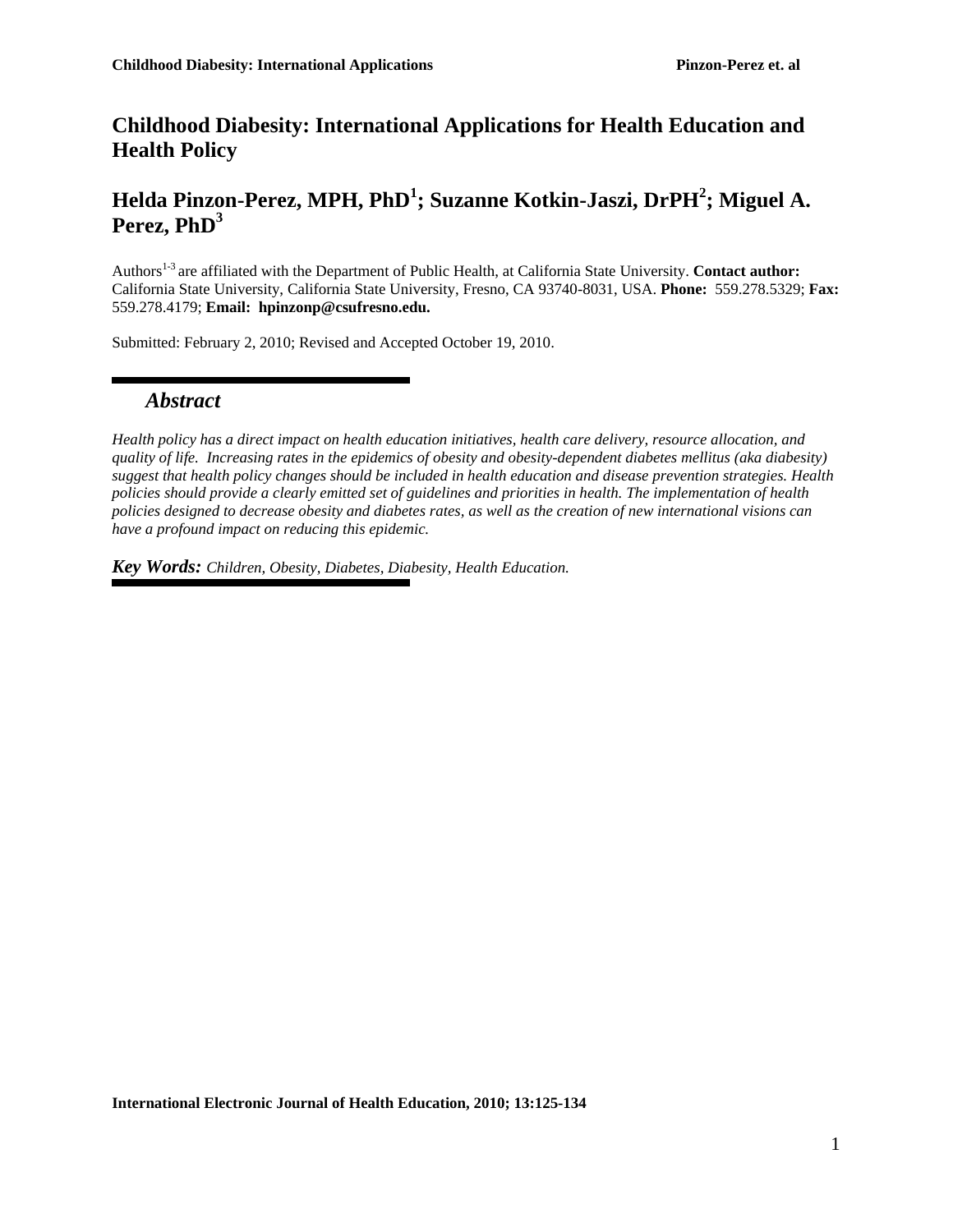# Childhood Diabesity: International Applications for Health Education and Health Policy

## Helda Pinzon-Perez, MPH, PhD[1]; Suzanne Kotkin-Jaszi, DrPH[2]; Miguel A. Perez, PhD[3]

Authors[1-3] are affiliated with the Department of Public Health, at California State University. **Contact author:** California State University, California State University, Fresno, CA 93740-8031, USA. **Phone:** 559.278.5329; **Fax:** 559.278.4179; **Email:** **hpinzonp@csufresno.edu.**

Submitted: February 2, 2010; Revised and Accepted October 19, 2010.

## *Abstract*

*Health policy has a direct impact on health education initiatives, health care delivery, resource allocation, and quality of life. Increasing rates in the epidemics of obesity and obesity-dependent diabetes mellitus (aka diabesity) suggest that health policy changes should be included in health education and disease prevention strategies. Health policies should provide a clearly emitted set of guidelines and priorities in health. The implementation of health policies designed to decrease obesity and diabetes rates, as well as the creation of new international visions can have a profound impact on reducing this epidemic.*

***Key Words:*** *Children, Obesity, Diabetes, Diabesity, Health Education.*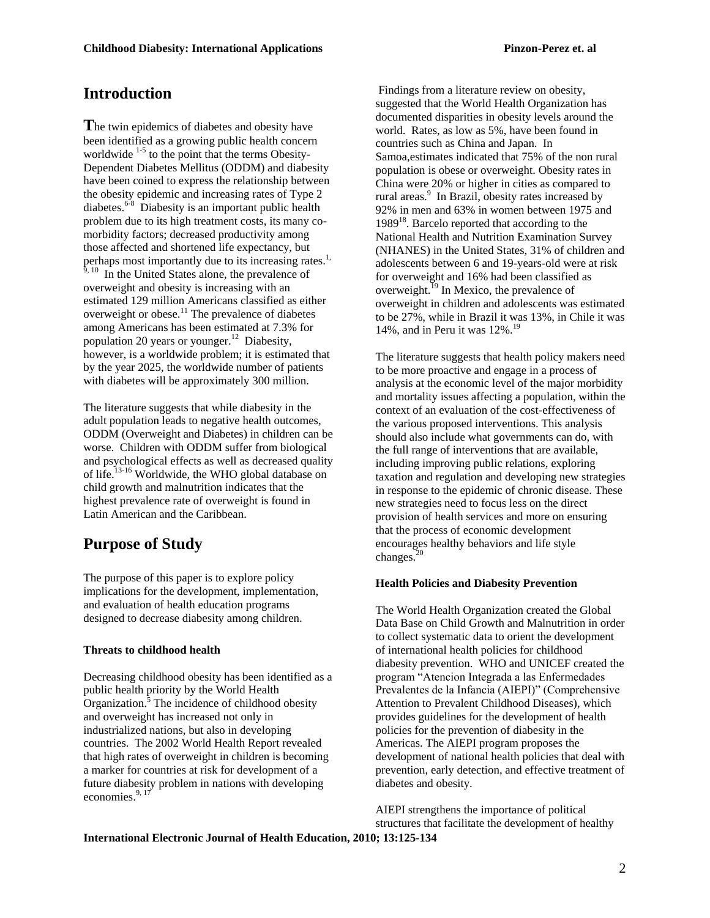# Introduction

**T**he twin epidemics of diabetes and obesity have been identified as a growing public health concern worldwide [1-5] to the point that the terms Obesity-Dependent Diabetes Mellitus (ODDM) and diabesity have been coined to express the relationship between the obesity epidemic and increasing rates of Type 2 diabetes.[6-8] Diabesity is an important public health problem due to its high treatment costs, its many co-morbidity factors; decreased productivity among those affected and shortened life expectancy, but perhaps most importantly due to its increasing rates.[1, 9, 10] In the United States alone, the prevalence of overweight and obesity is increasing with an estimated 129 million Americans classified as either overweight or obese.[11] The prevalence of diabetes among Americans has been estimated at 7.3% for population 20 years or younger.[12] Diabesity, however, is a worldwide problem; it is estimated that by the year 2025, the worldwide number of patients with diabetes will be approximately 300 million.

The literature suggests that while diabesity in the adult population leads to negative health outcomes, ODDM (Overweight and Diabetes) in children can be worse. Children with ODDM suffer from biological and psychological effects as well as decreased quality of life.[13-16] Worldwide, the WHO global database on child growth and malnutrition indicates that the highest prevalence rate of overweight is found in Latin American and the Caribbean.

# Purpose of Study

The purpose of this paper is to explore policy implications for the development, implementation, and evaluation of health education programs designed to decrease diabesity among children.

### Threats to childhood health

Decreasing childhood obesity has been identified as a public health priority by the World Health Organization.[5] The incidence of childhood obesity and overweight has increased not only in industrialized nations, but also in developing countries. The 2002 World Health Report revealed that high rates of overweight in children is becoming a marker for countries at risk for development of a future diabesity problem in nations with developing economies.[9, 17]

Findings from a literature review on obesity, suggested that the World Health Organization has documented disparities in obesity levels around the world. Rates, as low as 5%, have been found in countries such as China and Japan. In Samoa,estimates indicated that 75% of the non rural population is obese or overweight. Obesity rates in China were 20% or higher in cities as compared to rural areas.[9] In Brazil, obesity rates increased by 92% in men and 63% in women between 1975 and 1989[18]. Barcelo reported that according to the National Health and Nutrition Examination Survey (NHANES) in the United States, 31% of children and adolescents between 6 and 19-years-old were at risk for overweight and 16% had been classified as overweight.[19] In Mexico, the prevalence of overweight in children and adolescents was estimated to be 27%, while in Brazil it was 13%, in Chile it was 14%, and in Peru it was 12%.[19]

The literature suggests that health policy makers need to be more proactive and engage in a process of analysis at the economic level of the major morbidity and mortality issues affecting a population, within the context of an evaluation of the cost-effectiveness of the various proposed interventions. This analysis should also include what governments can do, with the full range of interventions that are available, including improving public relations, exploring taxation and regulation and developing new strategies in response to the epidemic of chronic disease. These new strategies need to focus less on the direct provision of health services and more on ensuring that the process of economic development encourages healthy behaviors and life style changes.[20]

### Health Policies and Diabesity Prevention

The World Health Organization created the Global Data Base on Child Growth and Malnutrition in order to collect systematic data to orient the development of international health policies for childhood diabesity prevention. WHO and UNICEF created the program "Atencion Integrada a las Enfermedades Prevalentes de la Infancia (AIEPI)" (Comprehensive Attention to Prevalent Childhood Diseases), which provides guidelines for the development of health policies for the prevention of diabesity in the Americas. The AIEPI program proposes the development of national health policies that deal with prevention, early detection, and effective treatment of diabetes and obesity.

AIEPI strengthens the importance of political structures that facilitate the development of healthy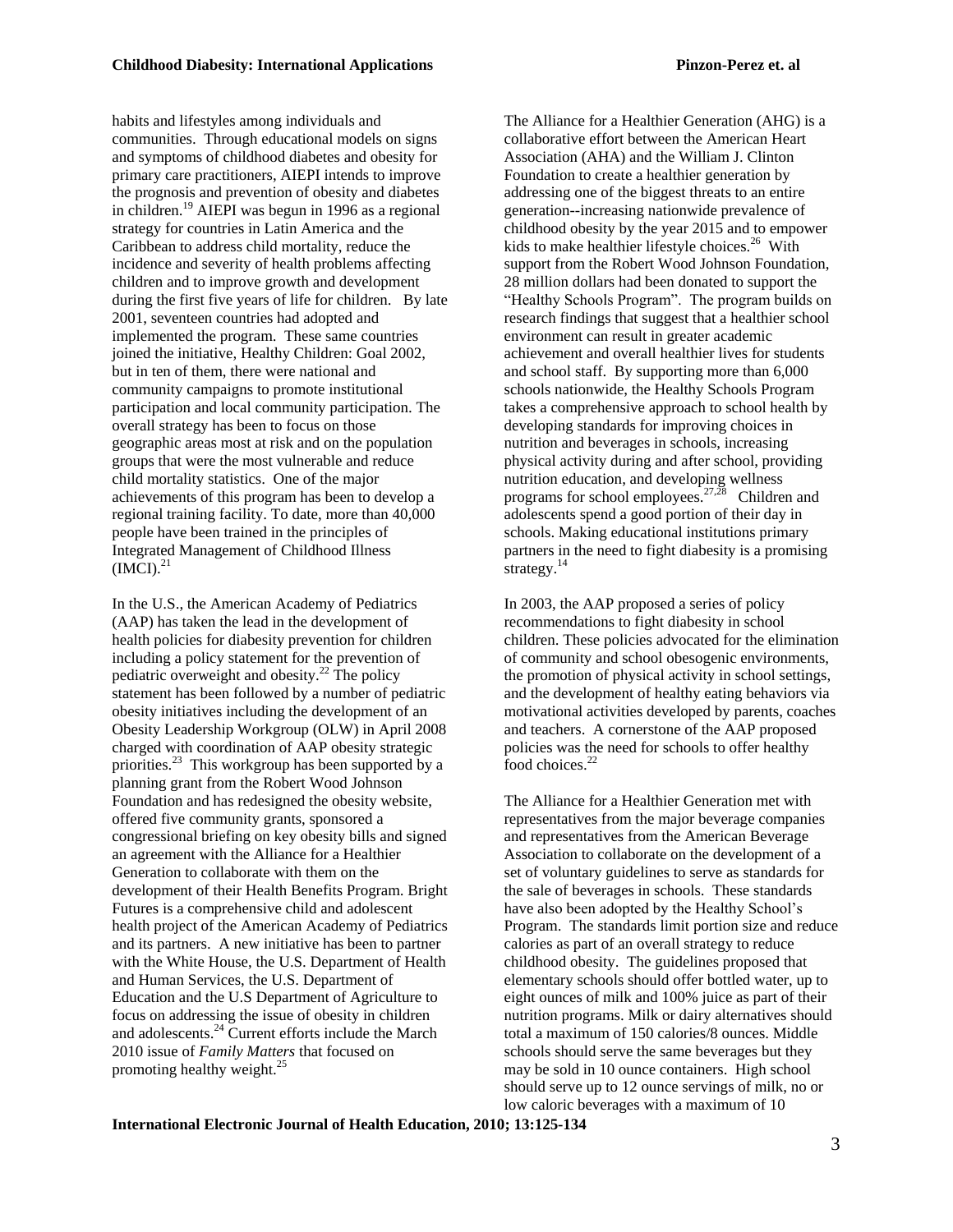habits and lifestyles among individuals and communities. Through educational models on signs and symptoms of childhood diabetes and obesity for primary care practitioners, AIEPI intends to improve the prognosis and prevention of obesity and diabetes in children.[19] AIEPI was begun in 1996 as a regional strategy for countries in Latin America and the Caribbean to address child mortality, reduce the incidence and severity of health problems affecting children and to improve growth and development during the first five years of life for children. By late 2001, seventeen countries had adopted and implemented the program. These same countries joined the initiative, Healthy Children: Goal 2002, but in ten of them, there were national and community campaigns to promote institutional participation and local community participation. The overall strategy has been to focus on those geographic areas most at risk and on the population groups that were the most vulnerable and reduce child mortality statistics. One of the major achievements of this program has been to develop a regional training facility. To date, more than 40,000 people have been trained in the principles of Integrated Management of Childhood Illness (IMCI).[21]

In the U.S., the American Academy of Pediatrics (AAP) has taken the lead in the development of health policies for diabesity prevention for children including a policy statement for the prevention of pediatric overweight and obesity.[22] The policy statement has been followed by a number of pediatric obesity initiatives including the development of an Obesity Leadership Workgroup (OLW) in April 2008 charged with coordination of AAP obesity strategic priorities.[23] This workgroup has been supported by a planning grant from the Robert Wood Johnson Foundation and has redesigned the obesity website, offered five community grants, sponsored a congressional briefing on key obesity bills and signed an agreement with the Alliance for a Healthier Generation to collaborate with them on the development of their Health Benefits Program. Bright Futures is a comprehensive child and adolescent health project of the American Academy of Pediatrics and its partners. A new initiative has been to partner with the White House, the U.S. Department of Health and Human Services, the U.S. Department of Education and the U.S Department of Agriculture to focus on addressing the issue of obesity in children and adolescents.[24] Current efforts include the March 2010 issue of *Family Matters* that focused on promoting healthy weight.[25]

The Alliance for a Healthier Generation (AHG) is a collaborative effort between the American Heart Association (AHA) and the William J. Clinton Foundation to create a healthier generation by addressing one of the biggest threats to an entire generation--increasing nationwide prevalence of childhood obesity by the year 2015 and to empower kids to make healthier lifestyle choices.[26] With support from the Robert Wood Johnson Foundation, 28 million dollars had been donated to support the "Healthy Schools Program". The program builds on research findings that suggest that a healthier school environment can result in greater academic achievement and overall healthier lives for students and school staff. By supporting more than 6,000 schools nationwide, the Healthy Schools Program takes a comprehensive approach to school health by developing standards for improving choices in nutrition and beverages in schools, increasing physical activity during and after school, providing nutrition education, and developing wellness programs for school employees.[27,28] Children and adolescents spend a good portion of their day in schools. Making educational institutions primary partners in the need to fight diabesity is a promising strategy.[14]

In 2003, the AAP proposed a series of policy recommendations to fight diabesity in school children. These policies advocated for the elimination of community and school obesogenic environments, the promotion of physical activity in school settings, and the development of healthy eating behaviors via motivational activities developed by parents, coaches and teachers. A cornerstone of the AAP proposed policies was the need for schools to offer healthy food choices.[22]

The Alliance for a Healthier Generation met with representatives from the major beverage companies and representatives from the American Beverage Association to collaborate on the development of a set of voluntary guidelines to serve as standards for the sale of beverages in schools. These standards have also been adopted by the Healthy School's Program. The standards limit portion size and reduce calories as part of an overall strategy to reduce childhood obesity. The guidelines proposed that elementary schools should offer bottled water, up to eight ounces of milk and 100% juice as part of their nutrition programs. Milk or dairy alternatives should total a maximum of 150 calories/8 ounces. Middle schools should serve the same beverages but they may be sold in 10 ounce containers. High school should serve up to 12 ounce servings of milk, no or low caloric beverages with a maximum of 10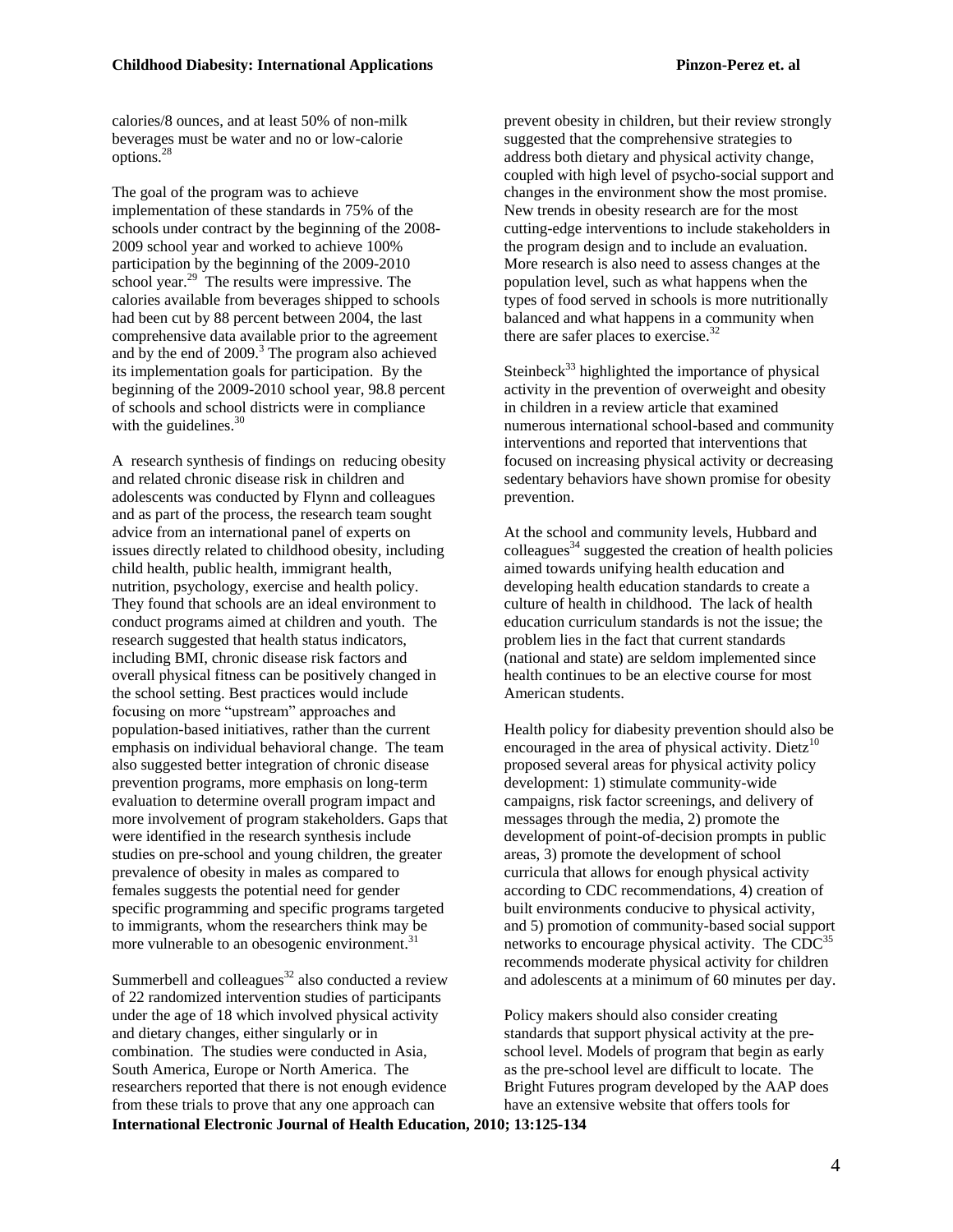calories/8 ounces, and at least 50% of non-milk beverages must be water and no or low-calorie options.[28]

The goal of the program was to achieve implementation of these standards in 75% of the schools under contract by the beginning of the 2008-2009 school year and worked to achieve 100% participation by the beginning of the 2009-2010 school year.[29] The results were impressive. The calories available from beverages shipped to schools had been cut by 88 percent between 2004, the last comprehensive data available prior to the agreement and by the end of 2009.[3] The program also achieved its implementation goals for participation. By the beginning of the 2009-2010 school year, 98.8 percent of schools and school districts were in compliance with the guidelines.[30]

A research synthesis of findings on reducing obesity and related chronic disease risk in children and adolescents was conducted by Flynn and colleagues and as part of the process, the research team sought advice from an international panel of experts on issues directly related to childhood obesity, including child health, public health, immigrant health, nutrition, psychology, exercise and health policy. They found that schools are an ideal environment to conduct programs aimed at children and youth. The research suggested that health status indicators, including BMI, chronic disease risk factors and overall physical fitness can be positively changed in the school setting. Best practices would include focusing on more "upstream" approaches and population-based initiatives, rather than the current emphasis on individual behavioral change. The team also suggested better integration of chronic disease prevention programs, more emphasis on long-term evaluation to determine overall program impact and more involvement of program stakeholders. Gaps that were identified in the research synthesis include studies on pre-school and young children, the greater prevalence of obesity in males as compared to females suggests the potential need for gender specific programming and specific programs targeted to immigrants, whom the researchers think may be more vulnerable to an obesogenic environment.[31]

Summerbell and colleagues[32] also conducted a review of 22 randomized intervention studies of participants under the age of 18 which involved physical activity and dietary changes, either singularly or in combination. The studies were conducted in Asia, South America, Europe or North America. The researchers reported that there is not enough evidence from these trials to prove that any one approach can prevent obesity in children, but their review strongly suggested that the comprehensive strategies to address both dietary and physical activity change, coupled with high level of psycho-social support and changes in the environment show the most promise. New trends in obesity research are for the most cutting-edge interventions to include stakeholders in the program design and to include an evaluation. More research is also need to assess changes at the population level, such as what happens when the types of food served in schools is more nutritionally balanced and what happens in a community when there are safer places to exercise.[32]

Steinbeck[33] highlighted the importance of physical activity in the prevention of overweight and obesity in children in a review article that examined numerous international school-based and community interventions and reported that interventions that focused on increasing physical activity or decreasing sedentary behaviors have shown promise for obesity prevention.

At the school and community levels, Hubbard and colleagues[34] suggested the creation of health policies aimed towards unifying health education and developing health education standards to create a culture of health in childhood. The lack of health education curriculum standards is not the issue; the problem lies in the fact that current standards (national and state) are seldom implemented since health continues to be an elective course for most American students.

Health policy for diabesity prevention should also be encouraged in the area of physical activity. Dietz[10] proposed several areas for physical activity policy development: 1) stimulate community-wide campaigns, risk factor screenings, and delivery of messages through the media, 2) promote the development of point-of-decision prompts in public areas, 3) promote the development of school curricula that allows for enough physical activity according to CDC recommendations, 4) creation of built environments conducive to physical activity, and 5) promotion of community-based social support networks to encourage physical activity. The CDC[35] recommends moderate physical activity for children and adolescents at a minimum of 60 minutes per day.

Policy makers should also consider creating standards that support physical activity at the pre-school level. Models of program that begin as early as the pre-school level are difficult to locate. The Bright Futures program developed by the AAP does have an extensive website that offers tools for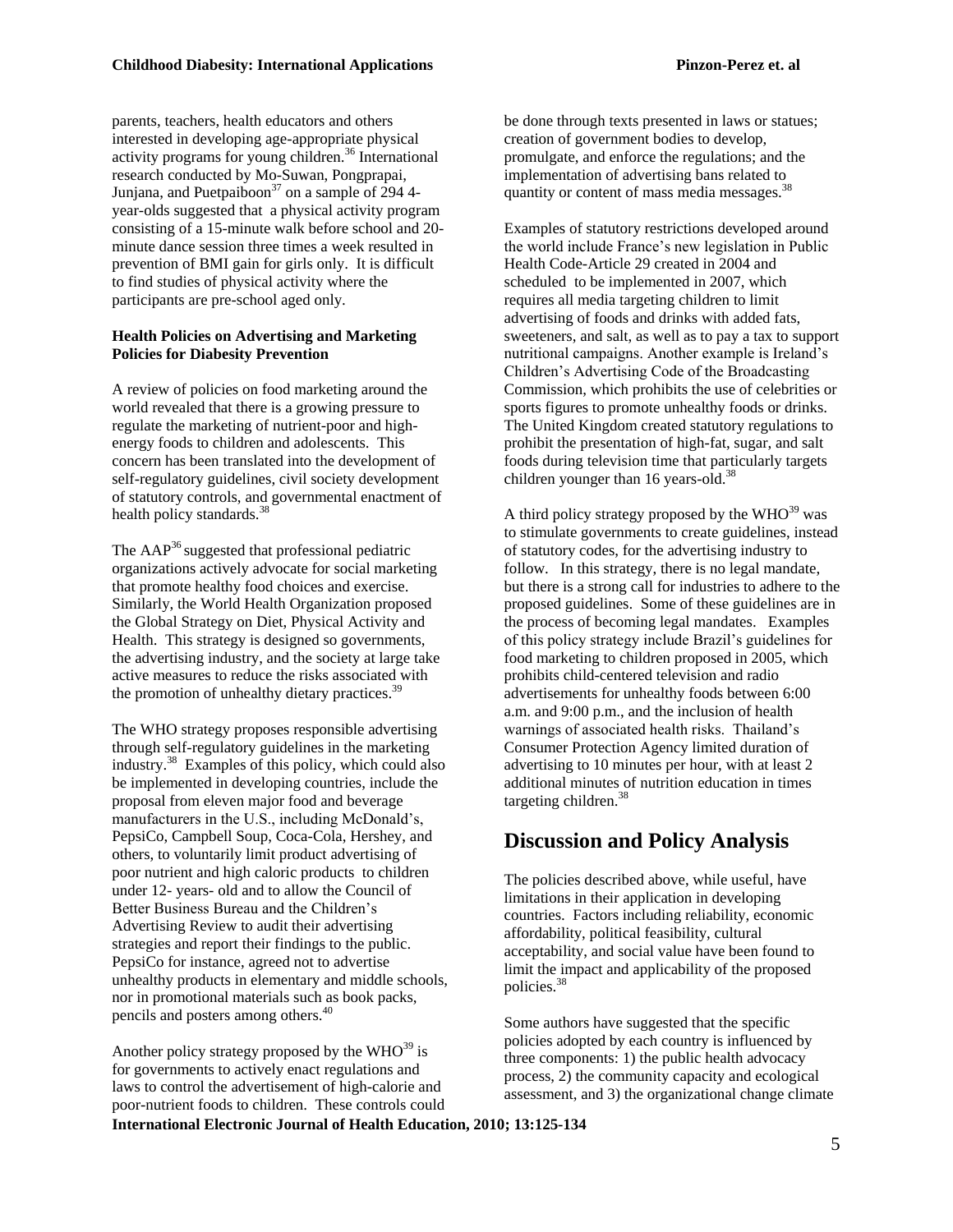parents, teachers, health educators and others interested in developing age-appropriate physical activity programs for young children.[36] International research conducted by Mo-Suwan, Pongprapai, Junjana, and Puetpaiboon[37] on a sample of 294 4-year-olds suggested that a physical activity program consisting of a 15-minute walk before school and 20-minute dance session three times a week resulted in prevention of BMI gain for girls only. It is difficult to find studies of physical activity where the participants are pre-school aged only.

**Health Policies on Advertising and Marketing Policies for Diabesity Prevention**

A review of policies on food marketing around the world revealed that there is a growing pressure to regulate the marketing of nutrient-poor and high-energy foods to children and adolescents. This concern has been translated into the development of self-regulatory guidelines, civil society development of statutory controls, and governmental enactment of health policy standards.[38]

The AAP[36] suggested that professional pediatric organizations actively advocate for social marketing that promote healthy food choices and exercise. Similarly, the World Health Organization proposed the Global Strategy on Diet, Physical Activity and Health. This strategy is designed so governments, the advertising industry, and the society at large take active measures to reduce the risks associated with the promotion of unhealthy dietary practices.[39]

The WHO strategy proposes responsible advertising through self-regulatory guidelines in the marketing industry.[38] Examples of this policy, which could also be implemented in developing countries, include the proposal from eleven major food and beverage manufacturers in the U.S., including McDonald's, PepsiCo, Campbell Soup, Coca-Cola, Hershey, and others, to voluntarily limit product advertising of poor nutrient and high caloric products to children under 12- years- old and to allow the Council of Better Business Bureau and the Children's Advertising Review to audit their advertising strategies and report their findings to the public. PepsiCo for instance, agreed not to advertise unhealthy products in elementary and middle schools, nor in promotional materials such as book packs, pencils and posters among others.[40]

Another policy strategy proposed by the WHO[39] is for governments to actively enact regulations and laws to control the advertisement of high-calorie and poor-nutrient foods to children. These controls could be done through texts presented in laws or statues; creation of government bodies to develop, promulgate, and enforce the regulations; and the implementation of advertising bans related to quantity or content of mass media messages.[38]

Examples of statutory restrictions developed around the world include France's new legislation in Public Health Code-Article 29 created in 2004 and scheduled to be implemented in 2007, which requires all media targeting children to limit advertising of foods and drinks with added fats, sweeteners, and salt, as well as to pay a tax to support nutritional campaigns. Another example is Ireland's Children's Advertising Code of the Broadcasting Commission, which prohibits the use of celebrities or sports figures to promote unhealthy foods or drinks. The United Kingdom created statutory regulations to prohibit the presentation of high-fat, sugar, and salt foods during television time that particularly targets children younger than 16 years-old.[38]

A third policy strategy proposed by the WHO[39] was to stimulate governments to create guidelines, instead of statutory codes, for the advertising industry to follow. In this strategy, there is no legal mandate, but there is a strong call for industries to adhere to the proposed guidelines. Some of these guidelines are in the process of becoming legal mandates. Examples of this policy strategy include Brazil's guidelines for food marketing to children proposed in 2005, which prohibits child-centered television and radio advertisements for unhealthy foods between 6:00 a.m. and 9:00 p.m., and the inclusion of health warnings of associated health risks. Thailand's Consumer Protection Agency limited duration of advertising to 10 minutes per hour, with at least 2 additional minutes of nutrition education in times targeting children.[38]

## Discussion and Policy Analysis

The policies described above, while useful, have limitations in their application in developing countries. Factors including reliability, economic affordability, political feasibility, cultural acceptability, and social value have been found to limit the impact and applicability of the proposed policies.[38]

Some authors have suggested that the specific policies adopted by each country is influenced by three components: 1) the public health advocacy process, 2) the community capacity and ecological assessment, and 3) the organizational change climate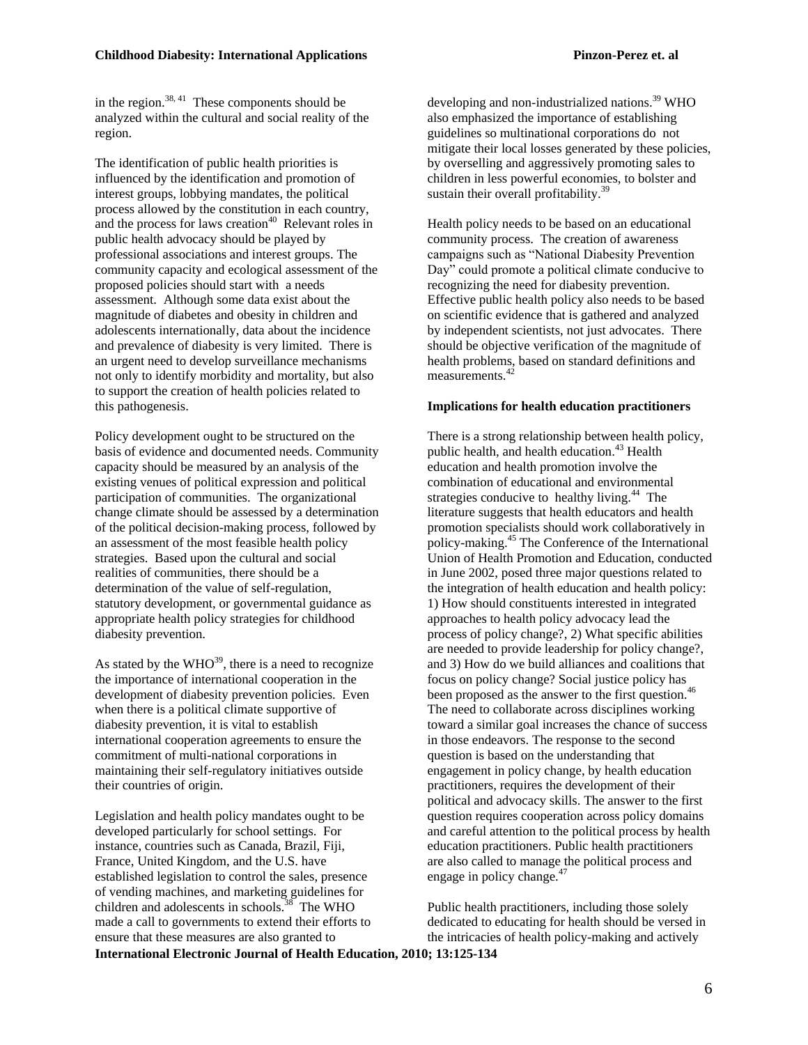in the region.[38, 41] These components should be analyzed within the cultural and social reality of the region.

The identification of public health priorities is influenced by the identification and promotion of interest groups, lobbying mandates, the political process allowed by the constitution in each country, and the process for laws creation[40] Relevant roles in public health advocacy should be played by professional associations and interest groups. The community capacity and ecological assessment of the proposed policies should start with a needs assessment. Although some data exist about the magnitude of diabetes and obesity in children and adolescents internationally, data about the incidence and prevalence of diabesity is very limited. There is an urgent need to develop surveillance mechanisms not only to identify morbidity and mortality, but also to support the creation of health policies related to this pathogenesis.

Policy development ought to be structured on the basis of evidence and documented needs. Community capacity should be measured by an analysis of the existing venues of political expression and political participation of communities. The organizational change climate should be assessed by a determination of the political decision-making process, followed by an assessment of the most feasible health policy strategies. Based upon the cultural and social realities of communities, there should be a determination of the value of self-regulation, statutory development, or governmental guidance as appropriate health policy strategies for childhood diabesity prevention.

As stated by the WHO[39], there is a need to recognize the importance of international cooperation in the development of diabesity prevention policies. Even when there is a political climate supportive of diabesity prevention, it is vital to establish international cooperation agreements to ensure the commitment of multi-national corporations in maintaining their self-regulatory initiatives outside their countries of origin.

Legislation and health policy mandates ought to be developed particularly for school settings. For instance, countries such as Canada, Brazil, Fiji, France, United Kingdom, and the U.S. have established legislation to control the sales, presence of vending machines, and marketing guidelines for children and adolescents in schools.[38] The WHO made a call to governments to extend their efforts to ensure that these measures are also granted to developing and non-industrialized nations.[39] WHO also emphasized the importance of establishing guidelines so multinational corporations do not mitigate their local losses generated by these policies, by overselling and aggressively promoting sales to children in less powerful economies, to bolster and sustain their overall profitability.[39]

Health policy needs to be based on an educational community process. The creation of awareness campaigns such as "National Diabesity Prevention Day" could promote a political climate conducive to recognizing the need for diabesity prevention. Effective public health policy also needs to be based on scientific evidence that is gathered and analyzed by independent scientists, not just advocates. There should be objective verification of the magnitude of health problems, based on standard definitions and measurements.[42]

**Implications for health education practitioners**

There is a strong relationship between health policy, public health, and health education.[43] Health education and health promotion involve the combination of educational and environmental strategies conducive to healthy living.[44] The literature suggests that health educators and health promotion specialists should work collaboratively in policy-making.[45] The Conference of the International Union of Health Promotion and Education, conducted in June 2002, posed three major questions related to the integration of health education and health policy: 1) How should constituents interested in integrated approaches to health policy advocacy lead the process of policy change?, 2) What specific abilities are needed to provide leadership for policy change?, and 3) How do we build alliances and coalitions that focus on policy change? Social justice policy has been proposed as the answer to the first question.[46] The need to collaborate across disciplines working toward a similar goal increases the chance of success in those endeavors. The response to the second question is based on the understanding that engagement in policy change, by health education practitioners, requires the development of their political and advocacy skills. The answer to the first question requires cooperation across policy domains and careful attention to the political process by health education practitioners. Public health practitioners are also called to manage the political process and engage in policy change.[47]

Public health practitioners, including those solely dedicated to educating for health should be versed in the intricacies of health policy-making and actively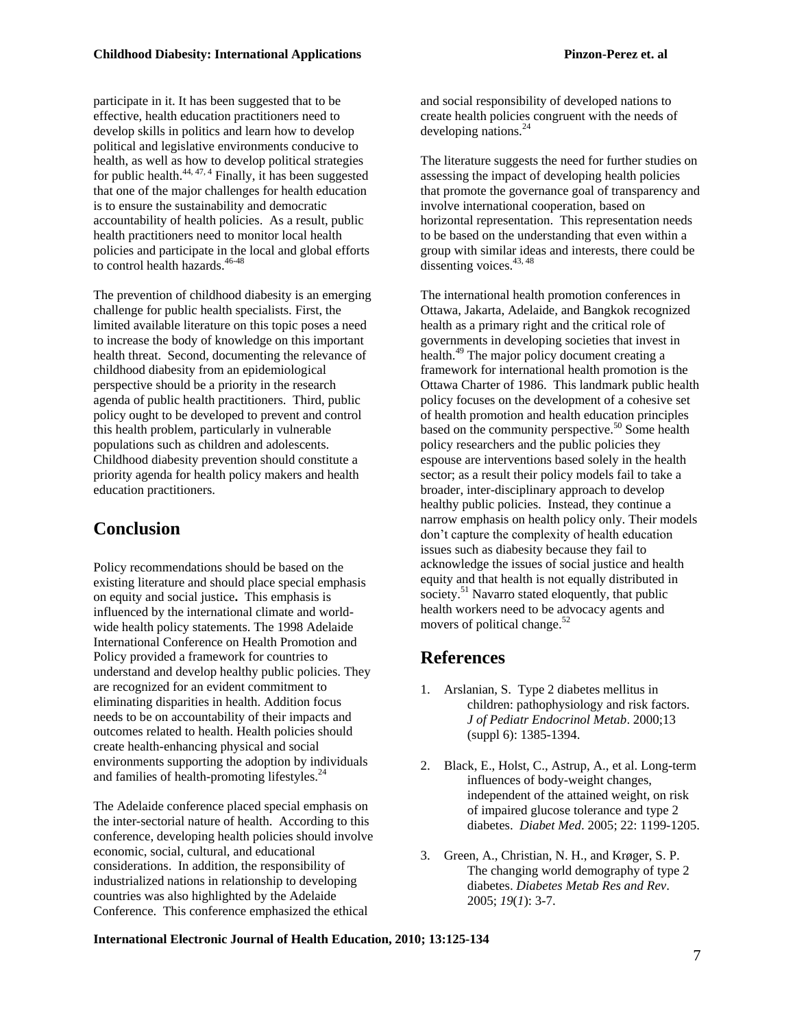participate in it. It has been suggested that to be effective, health education practitioners need to develop skills in politics and learn how to develop political and legislative environments conducive to health, as well as how to develop political strategies for public health.[44, 47, 4] Finally, it has been suggested that one of the major challenges for health education is to ensure the sustainability and democratic accountability of health policies. As a result, public health practitioners need to monitor local health policies and participate in the local and global efforts to control health hazards.[46-48]

The prevention of childhood diabesity is an emerging challenge for public health specialists. First, the limited available literature on this topic poses a need to increase the body of knowledge on this important health threat. Second, documenting the relevance of childhood diabesity from an epidemiological perspective should be a priority in the research agenda of public health practitioners. Third, public policy ought to be developed to prevent and control this health problem, particularly in vulnerable populations such as children and adolescents. Childhood diabesity prevention should constitute a priority agenda for health policy makers and health education practitioners.

## Conclusion

Policy recommendations should be based on the existing literature and should place special emphasis on equity and social justice**.** This emphasis is influenced by the international climate and world-wide health policy statements. The 1998 Adelaide International Conference on Health Promotion and Policy provided a framework for countries to understand and develop healthy public policies. They are recognized for an evident commitment to eliminating disparities in health. Addition focus needs to be on accountability of their impacts and outcomes related to health. Health policies should create health-enhancing physical and social environments supporting the adoption by individuals and families of health-promoting lifestyles.[24]

The Adelaide conference placed special emphasis on the inter-sectorial nature of health. According to this conference, developing health policies should involve economic, social, cultural, and educational considerations. In addition, the responsibility of industrialized nations in relationship to developing countries was also highlighted by the Adelaide Conference. This conference emphasized the ethical and social responsibility of developed nations to create health policies congruent with the needs of developing nations.[24]

The literature suggests the need for further studies on assessing the impact of developing health policies that promote the governance goal of transparency and involve international cooperation, based on horizontal representation. This representation needs to be based on the understanding that even within a group with similar ideas and interests, there could be dissenting voices.[43, 48]

The international health promotion conferences in Ottawa, Jakarta, Adelaide, and Bangkok recognized health as a primary right and the critical role of governments in developing societies that invest in health.[49] The major policy document creating a framework for international health promotion is the Ottawa Charter of 1986. This landmark public health policy focuses on the development of a cohesive set of health promotion and health education principles based on the community perspective.[50] Some health policy researchers and the public policies they espouse are interventions based solely in the health sector; as a result their policy models fail to take a broader, inter-disciplinary approach to develop healthy public policies. Instead, they continue a narrow emphasis on health policy only. Their models don't capture the complexity of health education issues such as diabesity because they fail to acknowledge the issues of social justice and health equity and that health is not equally distributed in society.[51] Navarro stated eloquently, that public health workers need to be advocacy agents and movers of political change.[52]

## References

1. Arslanian, S. Type 2 diabetes mellitus in children: pathophysiology and risk factors. *J of Pediatr Endocrinol Metab*. 2000;13 (suppl 6): 1385-1394.

2. Black, E., Holst, C., Astrup, A., et al. Long-term influences of body-weight changes, independent of the attained weight, on risk of impaired glucose tolerance and type 2 diabetes. *Diabet Med*. 2005; 22: 1199-1205.

3. Green, A., Christian, N. H., and Krøger, S. P. The changing world demography of type 2 diabetes. *Diabetes Metab Res and Rev*. 2005; *19*(*1*): 3-7.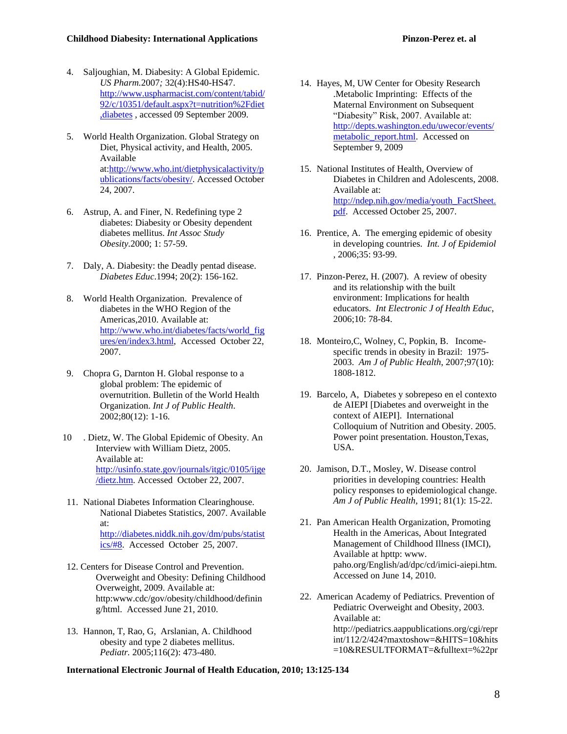4. Saljoughian, M. Diabesity: A Global Epidemic. *US Pharm.*2007*;* 32(4):HS40-HS47. http://www.uspharmacist.com/content/tabid/92/c/10351/default.aspx?t=nutrition%2Fdiet,diabetes , accessed 09 September 2009.

5. World Health Organization. Global Strategy on Diet, Physical activity, and Health, 2005. Available at:http://www.who.int/dietphysicalactivity/publications/facts/obesity/. Accessed October 24, 2007.

6. Astrup, A. and Finer, N. Redefining type 2 diabetes: Diabesity or Obesity dependent diabetes mellitus. *Int Assoc Study Obesity.*2000; 1: 57-59.

7. Daly, A. Diabesity: the Deadly pentad disease. *Diabetes Educ*.1994; 20(2): 156-162.

8. World Health Organization. Prevalence of diabetes in the WHO Region of the Americas,2010. Available at: http://www.who.int/diabetes/facts/world_figures/en/index3.html, Accessed October 22, 2007.

9. Chopra G, Darnton H. Global response to a global problem: The epidemic of overnutrition. Bulletin of the World Health Organization. *Int J of Public Health*. 2002;80(12): 1-16.

10. Dietz, W. The Global Epidemic of Obesity. An Interview with William Dietz, 2005. Available at: http://usinfo.state.gov/journals/itgic/0105/ijge/dietz.htm. Accessed October 22, 2007.

11. National Diabetes Information Clearinghouse. National Diabetes Statistics, 2007. Available at: http://diabetes.niddk.nih.gov/dm/pubs/statistics/#8. Accessed October 25, 2007.

12. Centers for Disease Control and Prevention. Overweight and Obesity: Defining Childhood Overweight, 2009. Available at: http:www.cdc/gov/obesity/childhood/defining/html. Accessed June 21, 2010.

13. Hannon, T, Rao, G, Arslanian, A. Childhood obesity and type 2 diabetes mellitus. *Pediatr.* 2005;116(2): 473-480.

14. Hayes, M, UW Center for Obesity Research .Metabolic Imprinting: Effects of the Maternal Environment on Subsequent "Diabesity" Risk, 2007. Available at: http://depts.washington.edu/uwecor/events/metabolic_report.html. Accessed on September 9, 2009

15. National Institutes of Health, Overview of Diabetes in Children and Adolescents, 2008. Available at: http://ndep.nih.gov/media/youth_FactSheet.pdf. Accessed October 25, 2007.

16. Prentice, A. The emerging epidemic of obesity in developing countries. *Int. J of Epidemiol* , 2006;35: 93-99.

17. Pinzon-Perez, H. (2007). A review of obesity and its relationship with the built environment: Implications for health educators. *Int Electronic J of Health Educ*, 2006;10: 78-84.

18. Monteiro,C, Wolney, C, Popkin, B. Income-specific trends in obesity in Brazil: 1975-2003. *Am J of Public Health*, 2007;97(10): 1808-1812.

19. Barcelo, A, Diabetes y sobrepeso en el contexto de AIEPI [Diabetes and overweight in the context of AIEPI]. International Colloquium of Nutrition and Obesity. 2005. Power point presentation. Houston,Texas, USA.

20. Jamison, D.T., Mosley, W. Disease control priorities in developing countries: Health policy responses to epidemiological change. *Am J of Public Health*, 1991; 81(1): 15-22.

21. Pan American Health Organization, Promoting Health in the Americas, About Integrated Management of Childhood Illness (IMCI), Available at hpttp: www. paho.org/English/ad/dpc/cd/imici-aiepi.htm. Accessed on June 14, 2010.

22. American Academy of Pediatrics. Prevention of Pediatric Overweight and Obesity, 2003. Available at: http://pediatrics.aappublications.org/cgi/reprint/112/2/424?maxtoshow=&HITS=10&hits=10&RESULTFORMAT=&fulltext=%22pr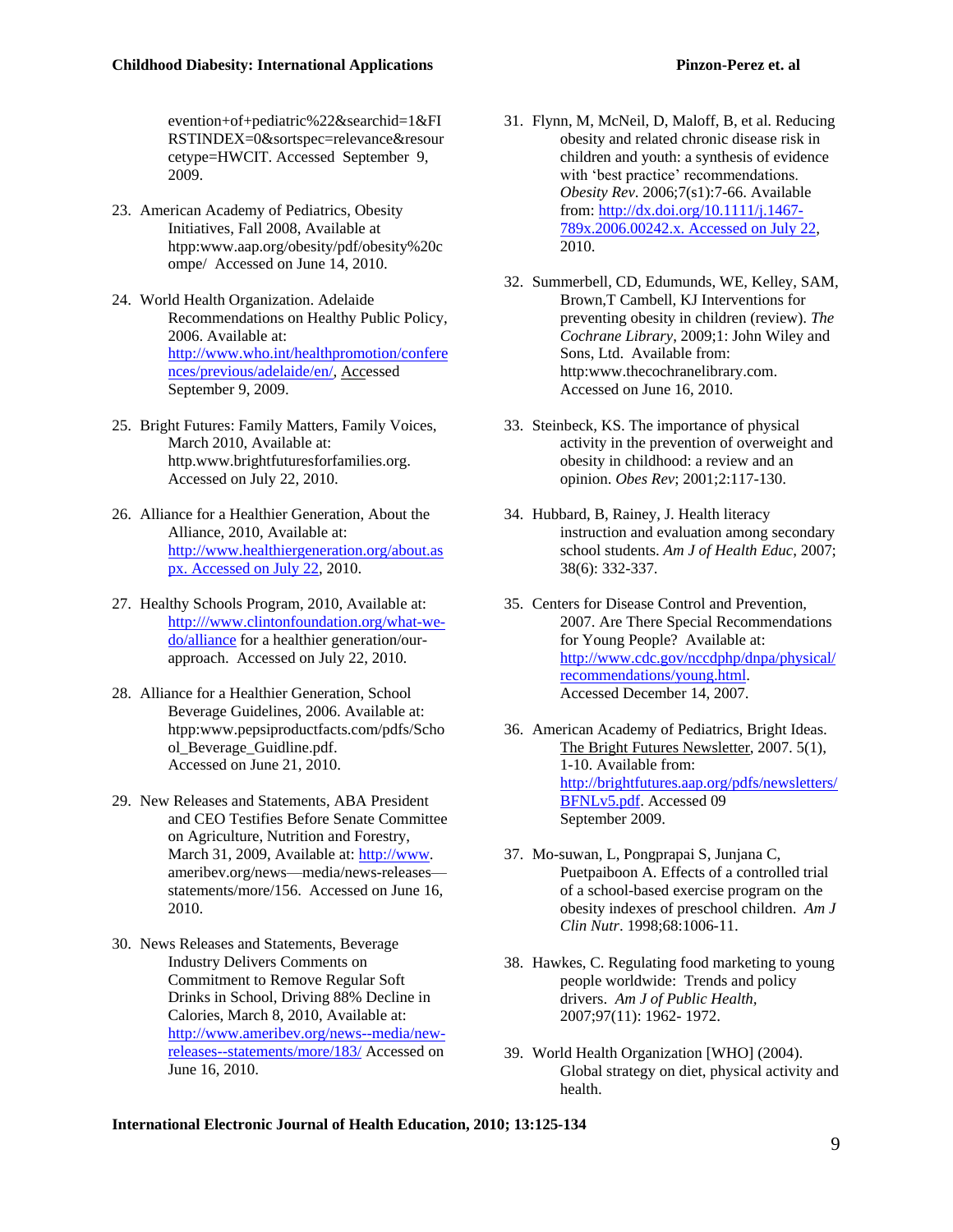evention+of+pediatric%22&searchid=1&FIRSTINDEX=0&sortspec=relevance&resourcetype=HWCIT. Accessed September 9, 2009.

23. American Academy of Pediatrics, Obesity Initiatives, Fall 2008, Available at htpp:www.aap.org/obesity/pdf/obesity%20compe/ Accessed on June 14, 2010.

24. World Health Organization. Adelaide Recommendations on Healthy Public Policy, 2006. Available at: http://www.who.int/healthpromotion/conferences/previous/adelaide/en/, Accessed September 9, 2009.

25. Bright Futures: Family Matters, Family Voices, March 2010, Available at: http.www.brightfuturesforfamilies.org. Accessed on July 22, 2010.

26. Alliance for a Healthier Generation, About the Alliance, 2010, Available at: http://www.healthiergeneration.org/about.aspx. Accessed on July 22, 2010.

27. Healthy Schools Program, 2010, Available at: http:///www.clintonfoundation.org/what-we-do/alliance for a healthier generation/our-approach. Accessed on July 22, 2010.

28. Alliance for a Healthier Generation, School Beverage Guidelines, 2006. Available at: htpp:www.pepsiproductfacts.com/pdfs/School_Beverage_Guidline.pdf. Accessed on June 21, 2010.

29. New Releases and Statements, ABA President and CEO Testifies Before Senate Committee on Agriculture, Nutrition and Forestry, March 31, 2009, Available at: http://www.ameribev.org/news—media/news-releases—statements/more/156. Accessed on June 16, 2010.

30. News Releases and Statements, Beverage Industry Delivers Comments on Commitment to Remove Regular Soft Drinks in School, Driving 88% Decline in Calories, March 8, 2010, Available at: http://www.ameribev.org/news--media/new-releases--statements/more/183/ Accessed on June 16, 2010.

31. Flynn, M, McNeil, D, Maloff, B, et al. Reducing obesity and related chronic disease risk in children and youth: a synthesis of evidence with 'best practice' recommendations. *Obesity Rev*. 2006;7(s1):7-66. Available from: http://dx.doi.org/10.1111/j.1467-789x.2006.00242.x. Accessed on July 22, 2010.

32. Summerbell, CD, Edumunds, WE, Kelley, SAM, Brown,T Cambell, KJ Interventions for preventing obesity in children (review). *The Cochrane Library*, 2009;1: John Wiley and Sons, Ltd. Available from: http:www.thecochranelibrary.com. Accessed on June 16, 2010.

33. Steinbeck, KS. The importance of physical activity in the prevention of overweight and obesity in childhood: a review and an opinion. *Obes Rev*; 2001;2:117-130.

34. Hubbard, B, Rainey, J. Health literacy instruction and evaluation among secondary school students. *Am J of Health Educ*, 2007; 38(6): 332-337.

35. Centers for Disease Control and Prevention, 2007. Are There Special Recommendations for Young People? Available at: http://www.cdc.gov/nccdphp/dnpa/physical/recommendations/young.html. Accessed December 14, 2007.

36. American Academy of Pediatrics, Bright Ideas. The Bright Futures Newsletter, 2007. 5(1), 1-10. Available from: http://brightfutures.aap.org/pdfs/newsletters/BFNLv5.pdf. Accessed 09 September 2009.

37. Mo-suwan, L, Pongprapai S, Junjana C, Puetpaiboon A. Effects of a controlled trial of a school-based exercise program on the obesity indexes of preschool children. *Am J Clin Nutr*. 1998;68:1006-11.

38. Hawkes, C. Regulating food marketing to young people worldwide: Trends and policy drivers. *Am J of Public Health*, 2007;97(11): 1962- 1972.

39. World Health Organization [WHO] (2004). Global strategy on diet, physical activity and health.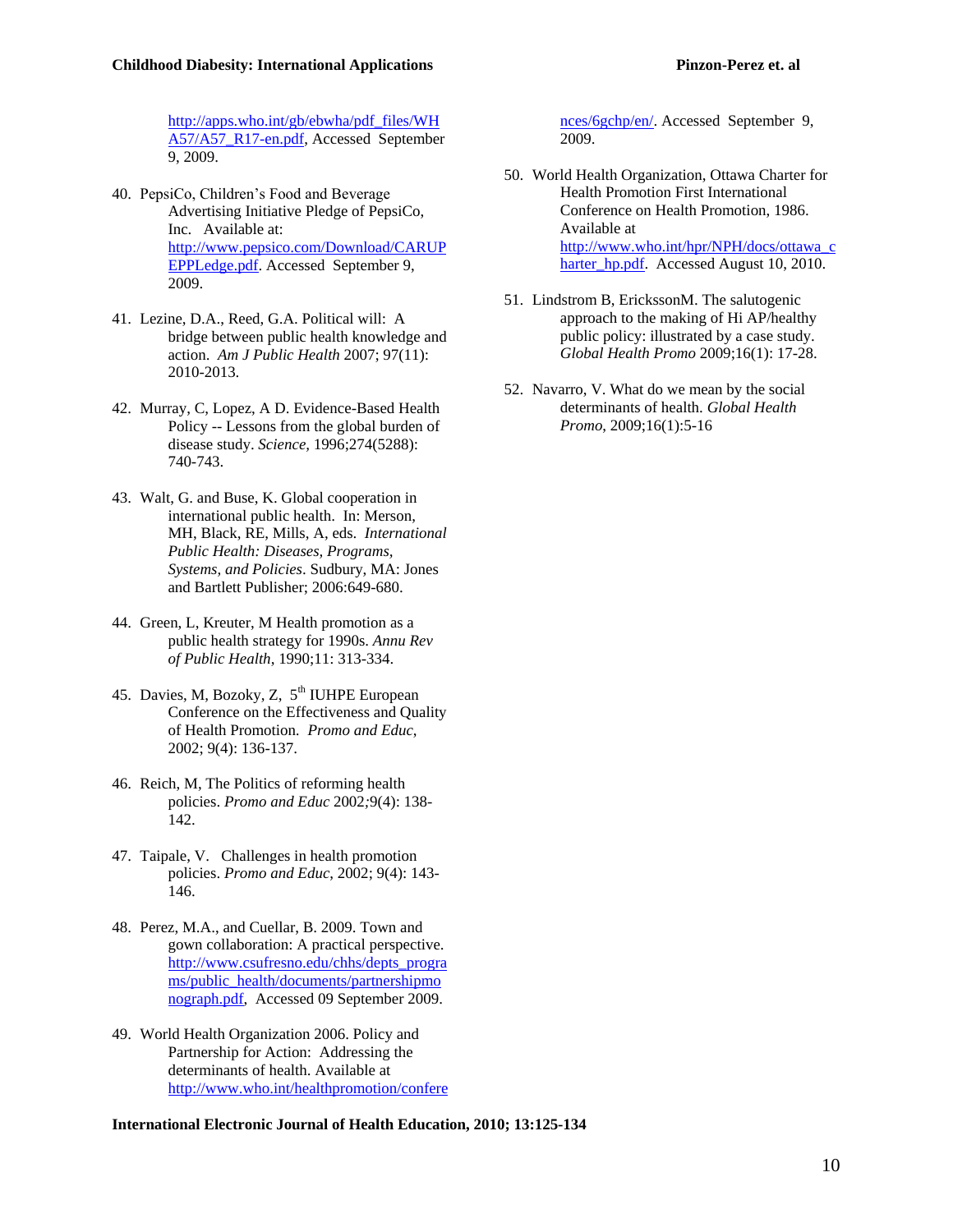http://apps.who.int/gb/ebwha/pdf_files/WHA57/A57_R17-en.pdf, Accessed September 9, 2009.

40. PepsiCo, Children's Food and Beverage Advertising Initiative Pledge of PepsiCo, Inc. Available at: http://www.pepsico.com/Download/CARUPEPPLedge.pdf. Accessed September 9, 2009.

41. Lezine, D.A., Reed, G.A. Political will: A bridge between public health knowledge and action. *Am J Public Health* 2007; 97(11): 2010-2013.

42. Murray, C, Lopez, A D. Evidence-Based Health Policy -- Lessons from the global burden of disease study. *Science*, 1996;274(5288): 740-743.

43. Walt, G. and Buse, K. Global cooperation in international public health. In: Merson, MH, Black, RE, Mills, A, eds. *International Public Health: Diseases, Programs, Systems, and Policies*. Sudbury, MA: Jones and Bartlett Publisher; 2006:649-680.

44. Green, L, Kreuter, M Health promotion as a public health strategy for 1990s. *Annu Rev of Public Health*, 1990;11: 313-334.

45. Davies, M, Bozoky, Z, 5th IUHPE European Conference on the Effectiveness and Quality of Health Promotion. *Promo and Educ*, 2002; 9(4): 136-137.

46. Reich, M, The Politics of reforming health policies. *Promo and Educ* 2002;9(4): 138-142.

47. Taipale, V. Challenges in health promotion policies. *Promo and Educ*, 2002; 9(4): 143-146.

48. Perez, M.A., and Cuellar, B. 2009. Town and gown collaboration: A practical perspective. http://www.csufresno.edu/chhs/depts_programs/public_health/documents/partnershipmonograph.pdf, Accessed 09 September 2009.

49. World Health Organization 2006. Policy and Partnership for Action: Addressing the determinants of health. Available at http://www.who.int/healthpromotion/conferences/6gchp/en/. Accessed September 9, 2009.

50. World Health Organization, Ottawa Charter for Health Promotion First International Conference on Health Promotion, 1986. Available at http://www.who.int/hpr/NPH/docs/ottawa_charter_hp.pdf. Accessed August 10, 2010.

51. Lindstrom B, ErickssonM. The salutogenic approach to the making of Hi AP/healthy public policy: illustrated by a case study. *Global Health Promo* 2009;16(1): 17-28.

52. Navarro, V. What do we mean by the social determinants of health. *Global Health Promo*, 2009;16(1):5-16